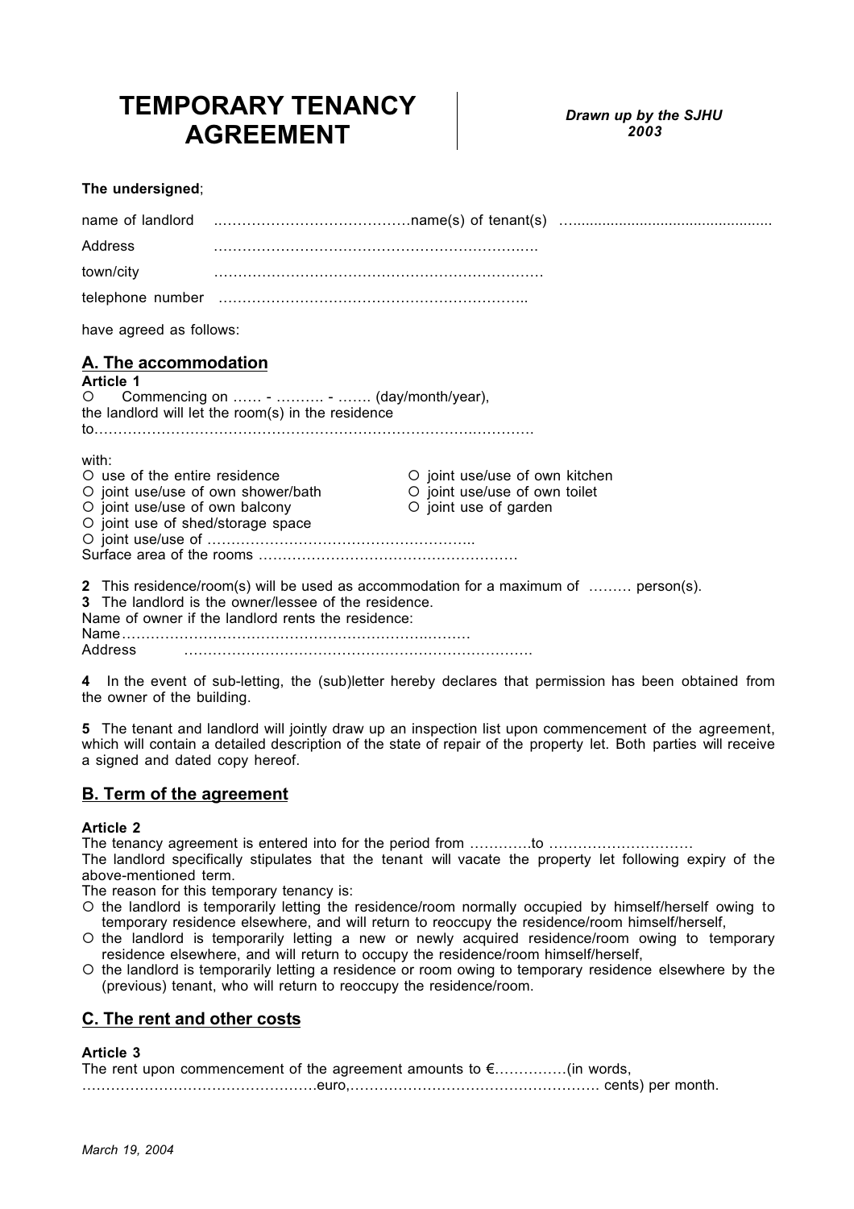# TEMPORARY TENANCY AGREEMENT

***Drawn up by the SJHU 2003***

**The undersigned**;

name of landlord ......................................... name(s) of tenant(s) ..................................................

Address ..................................................................

town/city ..................................................................

telephone number ..............................................................

have agreed as follows:

## A. The accommodation

**Article 1**

○ Commencing on ...... - .......... - ....... (day/month/year),
the landlord will let the room(s) in the residence
to..........................................................................................

with:

○ use of the entire residence
○ joint use/use of own kitchen
○ joint use/use of own shower/bath
○ joint use/use of own toilet
○ joint use/use of own balcony
○ joint use of garden
○ joint use of shed/storage space
○ joint use/use of .....................................................

Surface area of the rooms ....................................................

**2** This residence/room(s) will be used as accommodation for a maximum of ......... person(s).
**3** The landlord is the owner/lessee of the residence.
Name of owner if the landlord rents the residence:
Name.......................................................................
Address .......................................................................

**4** In the event of sub-letting, the (sub)letter hereby declares that permission has been obtained from the owner of the building.

**5** The tenant and landlord will jointly draw up an inspection list upon commencement of the agreement, which will contain a detailed description of the state of repair of the property let. Both parties will receive a signed and dated copy hereof.

## B. Term of the agreement

**Article 2**

The tenancy agreement is entered into for the period from .............to ..............................
The landlord specifically stipulates that the tenant will vacate the property let following expiry of the above-mentioned term.
The reason for this temporary tenancy is:

- ○ the landlord is temporarily letting the residence/room normally occupied by himself/herself owing to temporary residence elsewhere, and will return to reoccupy the residence/room himself/herself,
- ○ the landlord is temporarily letting a new or newly acquired residence/room owing to temporary residence elsewhere, and will return to occupy the residence/room himself/herself,
- ○ the landlord is temporarily letting a residence or room owing to temporary residence elsewhere by the (previous) tenant, who will return to reoccupy the residence/room.

## C. The rent and other costs

**Article 3**

The rent upon commencement of the agreement amounts to €...............(in words,
...............................................euro,.................................................. cents) per month.

*March 19, 2004*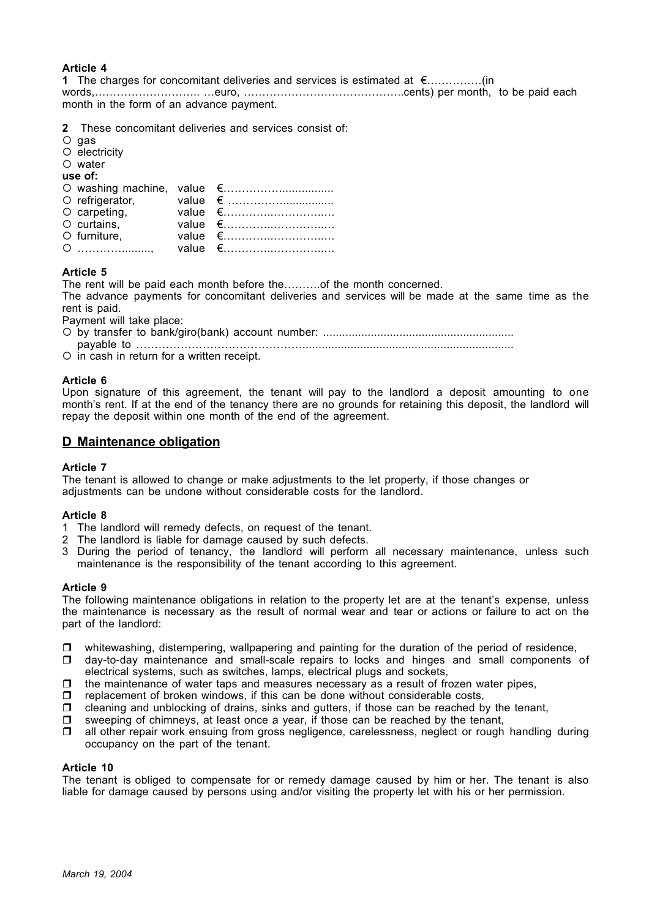**Article 4**

**1** The charges for concomitant deliveries and services is estimated at €……………(in words,……………………….. …euro, ……………………………………..cents) per month, to be paid each month in the form of an advance payment.

**2** These concomitant deliveries and services consist of:

- ○ gas
- ○ electricity
- ○ water

**use of:**

- ○ washing machine, value €……………..............
- ○ refrigerator, value € ……………...............
- ○ carpeting, value €…………..……………..…
- ○ curtains, value €…………..……………..…
- ○ furniture, value €…………..……………..…
- ○ ……………........, value €…………..……………..…

**Article 5**

The rent will be paid each month before the……….of the month concerned.

The advance payments for concomitant deliveries and services will be made at the same time as the rent is paid.

Payment will take place:

- ○ by transfer to bank/giro(bank) account number: ...........................................................
  payable to …………………………………….................................................................
- ○ in cash in return for a written receipt.

**Article 6**

Upon signature of this agreement, the tenant will pay to the landlord a deposit amounting to one month's rent. If at the end of the tenancy there are no grounds for retaining this deposit, the landlord will repay the deposit within one month of the end of the agreement.

## D Maintenance obligation

**Article 7**

The tenant is allowed to change or make adjustments to the let property, if those changes or adjustments can be undone without considerable costs for the landlord.

**Article 8**

1. The landlord will remedy defects, on request of the tenant.
2. The landlord is liable for damage caused by such defects.
3. During the period of tenancy, the landlord will perform all necessary maintenance, unless such maintenance is the responsibility of the tenant according to this agreement.

**Article 9**

The following maintenance obligations in relation to the property let are at the tenant's expense, unless the maintenance is necessary as the result of normal wear and tear or actions or failure to act on the part of the landlord:

- ❒ whitewashing, distempering, wallpapering and painting for the duration of the period of residence,
- ❒ day-to-day maintenance and small-scale repairs to locks and hinges and small components of electrical systems, such as switches, lamps, electrical plugs and sockets,
- ❒ the maintenance of water taps and measures necessary as a result of frozen water pipes,
- ❒ replacement of broken windows, if this can be done without considerable costs,
- ❒ cleaning and unblocking of drains, sinks and gutters, if those can be reached by the tenant,
- ❒ sweeping of chimneys, at least once a year, if those can be reached by the tenant,
- ❒ all other repair work ensuing from gross negligence, carelessness, neglect or rough handling during occupancy on the part of the tenant.

**Article 10**

The tenant is obliged to compensate for or remedy damage caused by him or her. The tenant is also liable for damage caused by persons using and/or visiting the property let with his or her permission.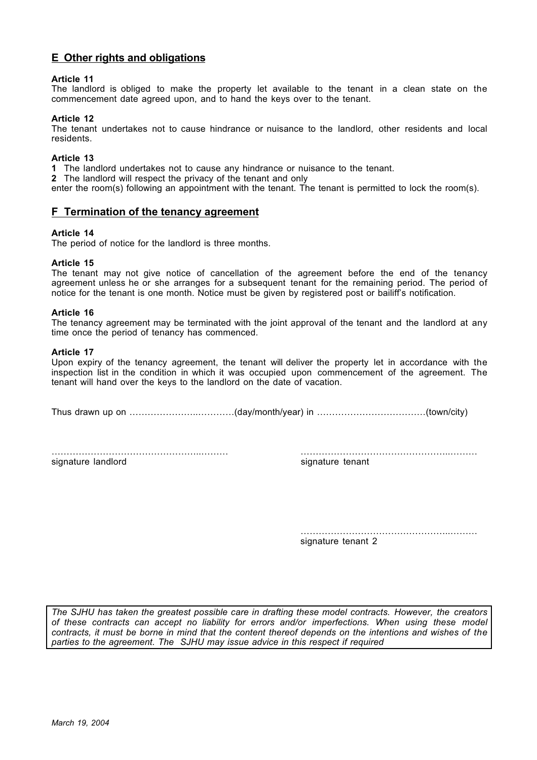## E Other rights and obligations

**Article 11**
The landlord is obliged to make the property let available to the tenant in a clean state on the commencement date agreed upon, and to hand the keys over to the tenant.

**Article 12**
The tenant undertakes not to cause hindrance or nuisance to the landlord, other residents and local residents.

**Article 13**
**1** The landlord undertakes not to cause any hindrance or nuisance to the tenant.
**2** The landlord will respect the privacy of the tenant and only
enter the room(s) following an appointment with the tenant. The tenant is permitted to lock the room(s).

## F Termination of the tenancy agreement

**Article 14**
The period of notice for the landlord is three months.

**Article 15**
The tenant may not give notice of cancellation of the agreement before the end of the tenancy agreement unless he or she arranges for a subsequent tenant for the remaining period. The period of notice for the tenant is one month. Notice must be given by registered post or bailiff's notification.

**Article 16**
The tenancy agreement may be terminated with the joint approval of the tenant and the landlord at any time once the period of tenancy has commenced.

**Article 17**
Upon expiry of the tenancy agreement, the tenant will deliver the property let in accordance with the inspection list in the condition in which it was occupied upon commencement of the agreement. The tenant will hand over the keys to the landlord on the date of vacation.

Thus drawn up on ……………………..…………(day/month/year) in ………………………………(town/city)

…………………………………………..……… 
signature landlord

…………………………………………..……… 
signature tenant

…………………………………………..……… 
signature tenant 2

*The SJHU has taken the greatest possible care in drafting these model contracts. However, the creators of these contracts can accept no liability for errors and/or imperfections. When using these model contracts, it must be borne in mind that the content thereof depends on the intentions and wishes of the parties to the agreement. The SJHU may issue advice in this respect if required*

*March 19, 2004*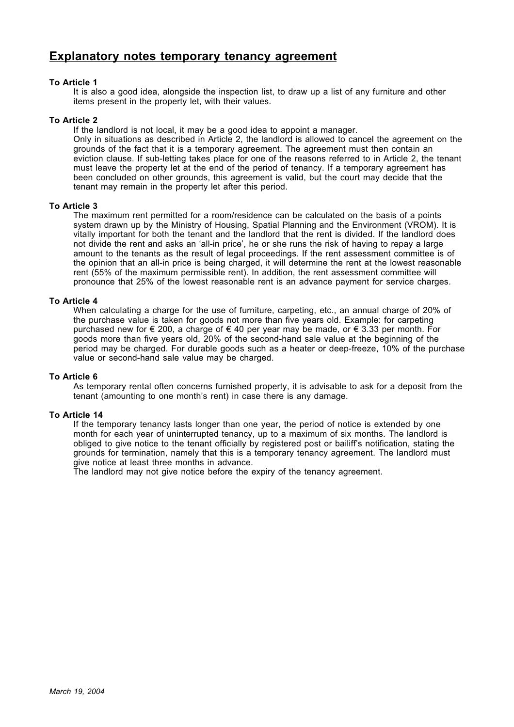# Explanatory notes temporary tenancy agreement

**To Article 1**

It is also a good idea, alongside the inspection list, to draw up a list of any furniture and other items present in the property let, with their values.

**To Article 2**

If the landlord is not local, it may be a good idea to appoint a manager.
Only in situations as described in Article 2, the landlord is allowed to cancel the agreement on the grounds of the fact that it is a temporary agreement. The agreement must then contain an eviction clause. If sub-letting takes place for one of the reasons referred to in Article 2, the tenant must leave the property let at the end of the period of tenancy. If a temporary agreement has been concluded on other grounds, this agreement is valid, but the court may decide that the tenant may remain in the property let after this period.

**To Article 3**

The maximum rent permitted for a room/residence can be calculated on the basis of a points system drawn up by the Ministry of Housing, Spatial Planning and the Environment (VROM). It is vitally important for both the tenant and the landlord that the rent is divided. If the landlord does not divide the rent and asks an 'all-in price', he or she runs the risk of having to repay a large amount to the tenants as the result of legal proceedings. If the rent assessment committee is of the opinion that an all-in price is being charged, it will determine the rent at the lowest reasonable rent (55% of the maximum permissible rent). In addition, the rent assessment committee will pronounce that 25% of the lowest reasonable rent is an advance payment for service charges.

**To Article 4**

When calculating a charge for the use of furniture, carpeting, etc., an annual charge of 20% of the purchase value is taken for goods not more than five years old. Example: for carpeting purchased new for € 200, a charge of € 40 per year may be made, or € 3.33 per month. For goods more than five years old, 20% of the second-hand sale value at the beginning of the period may be charged. For durable goods such as a heater or deep-freeze, 10% of the purchase value or second-hand sale value may be charged.

**To Article 6**

As temporary rental often concerns furnished property, it is advisable to ask for a deposit from the tenant (amounting to one month's rent) in case there is any damage.

**To Article 14**

If the temporary tenancy lasts longer than one year, the period of notice is extended by one month for each year of uninterrupted tenancy, up to a maximum of six months. The landlord is obliged to give notice to the tenant officially by registered post or bailiff's notification, stating the grounds for termination, namely that this is a temporary tenancy agreement. The landlord must give notice at least three months in advance.
The landlord may not give notice before the expiry of the tenancy agreement.

*March 19, 2004*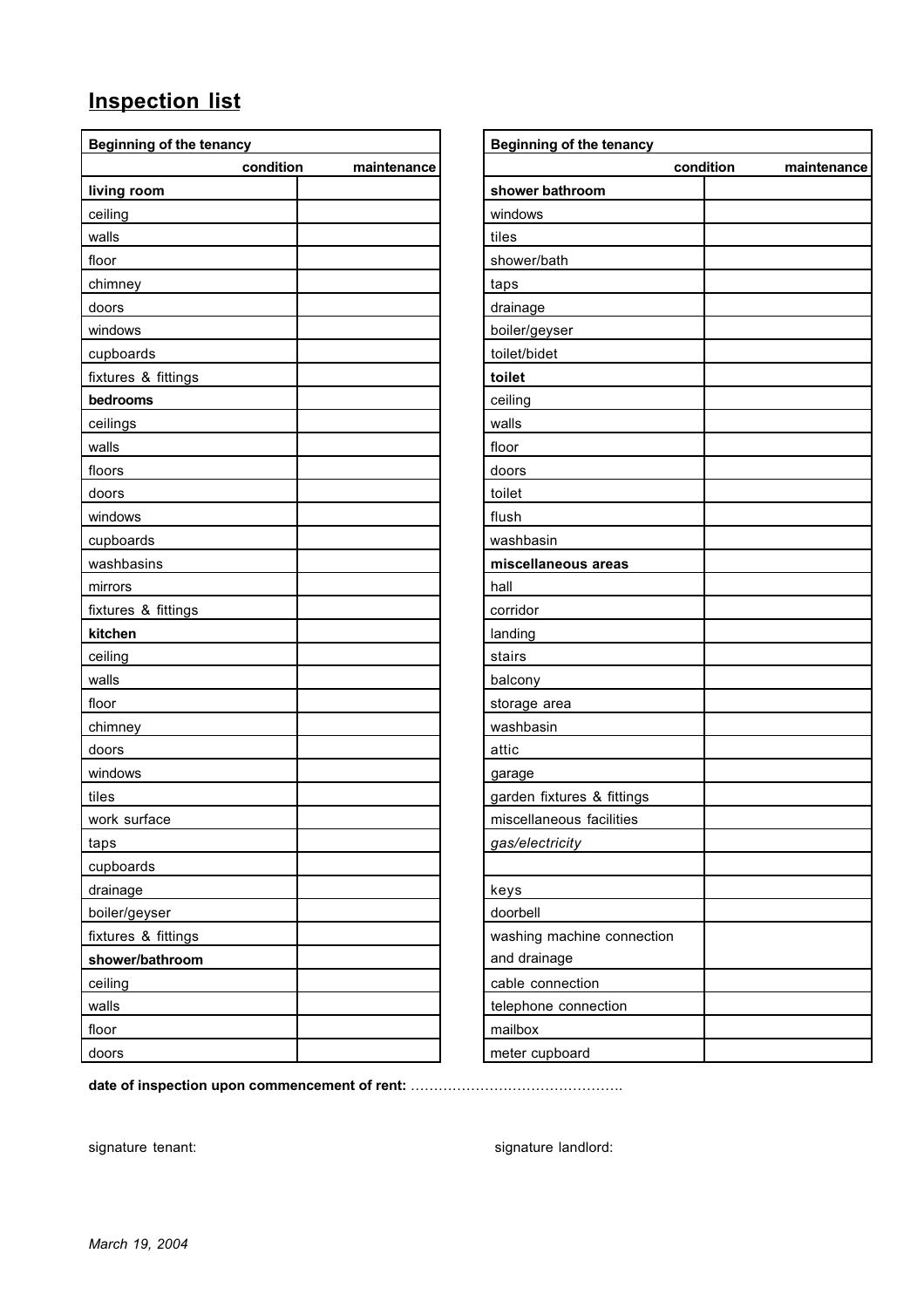## Inspection list

| Beginning of the tenancy | | |
|---|---|---|
| | condition | maintenance |
| **living room** | | |
| ceiling | | |
| walls | | |
| floor | | |
| chimney | | |
| doors | | |
| windows | | |
| cupboards | | |
| fixtures & fittings | | |
| **bedrooms** | | |
| ceilings | | |
| walls | | |
| floors | | |
| doors | | |
| windows | | |
| cupboards | | |
| washbasins | | |
| mirrors | | |
| fixtures & fittings | | |
| **kitchen** | | |
| ceiling | | |
| walls | | |
| floor | | |
| chimney | | |
| doors | | |
| windows | | |
| tiles | | |
| work surface | | |
| taps | | |
| cupboards | | |
| drainage | | |
| boiler/geyser | | |
| fixtures & fittings | | |
| **shower/bathroom** | | |
| ceiling | | |
| walls | | |
| floor | | |
| doors | | |

| Beginning of the tenancy | | |
|---|---|---|
| | condition | maintenance |
| **shower bathroom** | | |
| windows | | |
| tiles | | |
| shower/bath | | |
| taps | | |
| drainage | | |
| boiler/geyser | | |
| toilet/bidet | | |
| **toilet** | | |
| ceiling | | |
| walls | | |
| floor | | |
| doors | | |
| toilet | | |
| flush | | |
| washbasin | | |
| **miscellaneous areas** | | |
| hall | | |
| corridor | | |
| landing | | |
| stairs | | |
| balcony | | |
| storage area | | |
| washbasin | | |
| attic | | |
| garage | | |
| garden fixtures & fittings | | |
| miscellaneous facilities | | |
| *gas/electricity* | | |
| | | |
| keys | | |
| doorbell | | |
| washing machine connection and drainage | | |
| cable connection | | |
| telephone connection | | |
| mailbox | | |
| meter cupboard | | |

**date of inspection upon commencement of rent:** ……………………………………….

signature tenant:

signature landlord:

*March 19, 2004*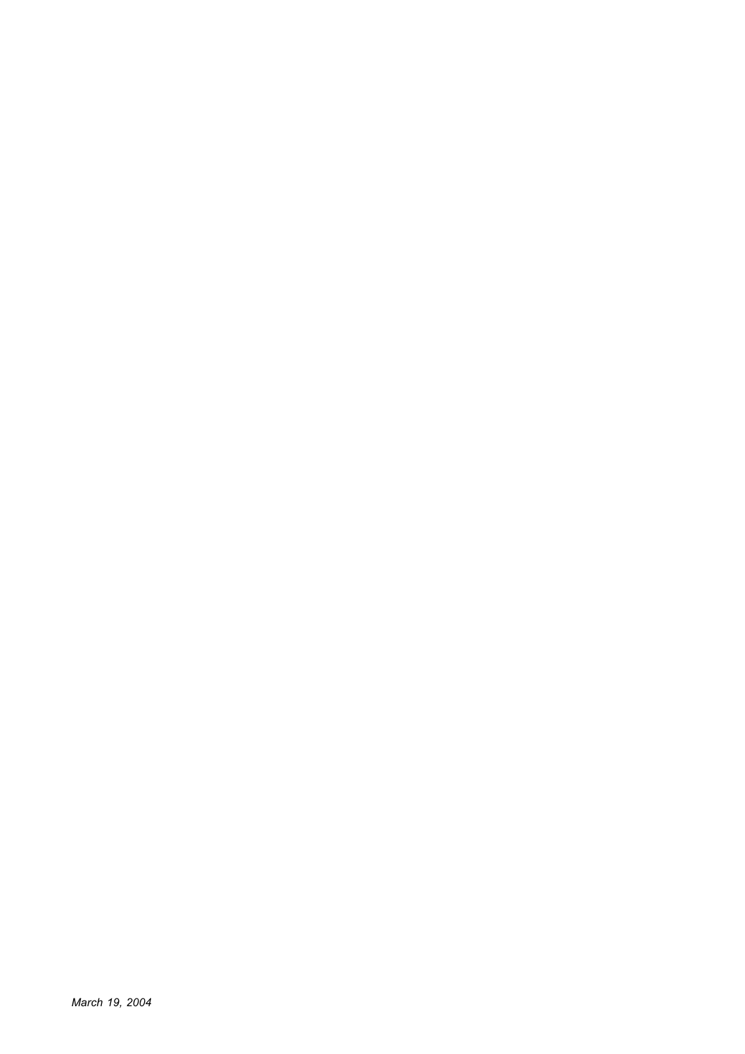*March 19, 2004*